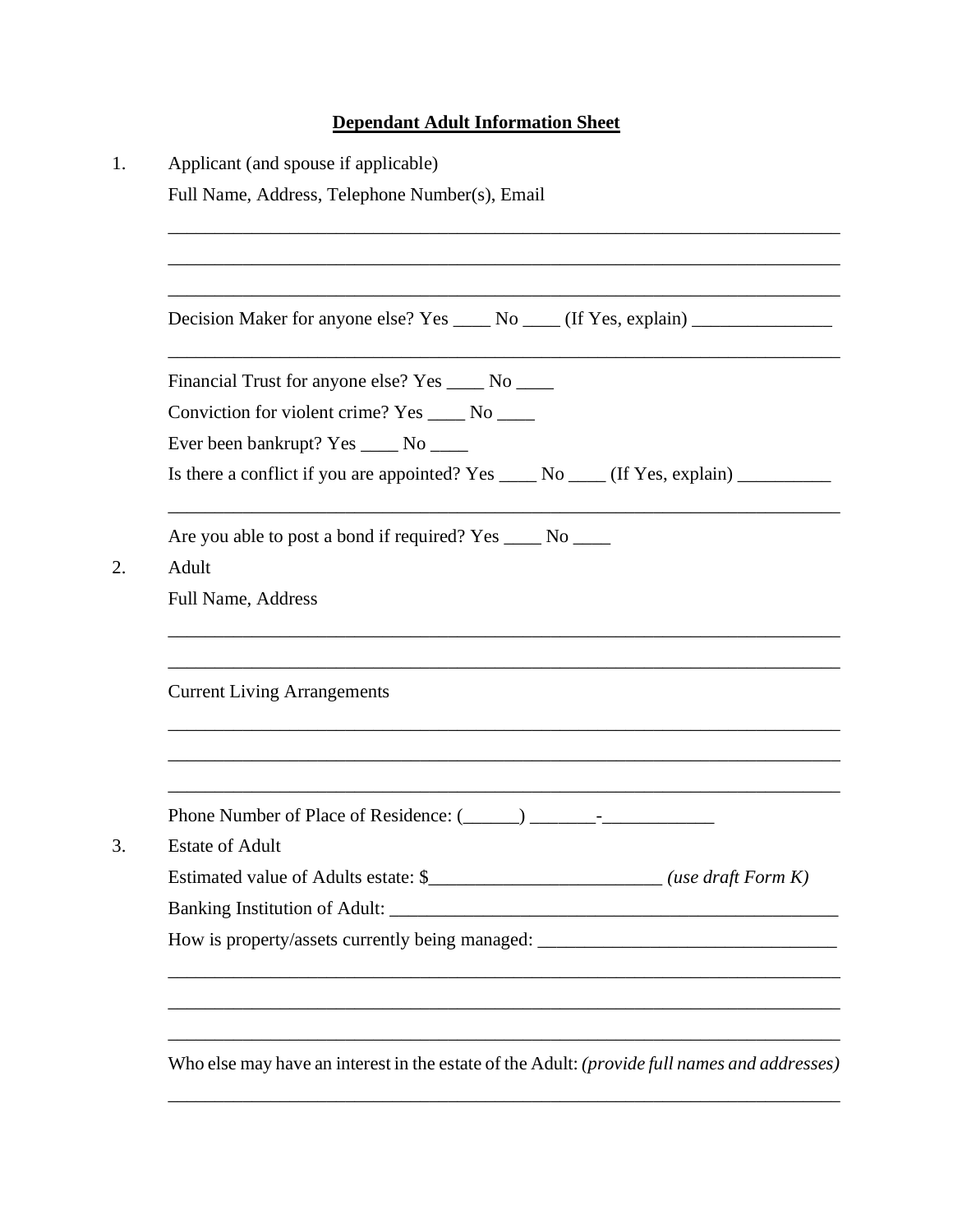**Dependant Adult Information Sheet**

1. Applicant (and spouse if applicable)

   Full Name, Address, Telephone Number(s), Email

   ______________________________________________________________________

   ______________________________________________________________________

   ______________________________________________________________________

   Decision Maker for anyone else? Yes ____ No ____ (If Yes, explain) _______________

   ______________________________________________________________________

   Financial Trust for anyone else? Yes ____ No ____

   Conviction for violent crime? Yes ____ No ____

   Ever been bankrupt? Yes ____ No ____

   Is there a conflict if you are appointed? Yes ____ No ____ (If Yes, explain) __________

   ______________________________________________________________________

   Are you able to post a bond if required? Yes ____ No ____

2. Adult

   Full Name, Address

   ______________________________________________________________________

   ______________________________________________________________________

   Current Living Arrangements

   ______________________________________________________________________

   ______________________________________________________________________

   ______________________________________________________________________

   Phone Number of Place of Residence: (______) _______-____________

3. Estate of Adult

   Estimated value of Adults estate: $_________________________ *(use draft Form K)*

   Banking Institution of Adult: _________________________________________________

   How is property/assets currently being managed: _______________________________

   ______________________________________________________________________

   ______________________________________________________________________

   ______________________________________________________________________

   Who else may have an interest in the estate of the Adult: *(provide full names and addresses)*

   ______________________________________________________________________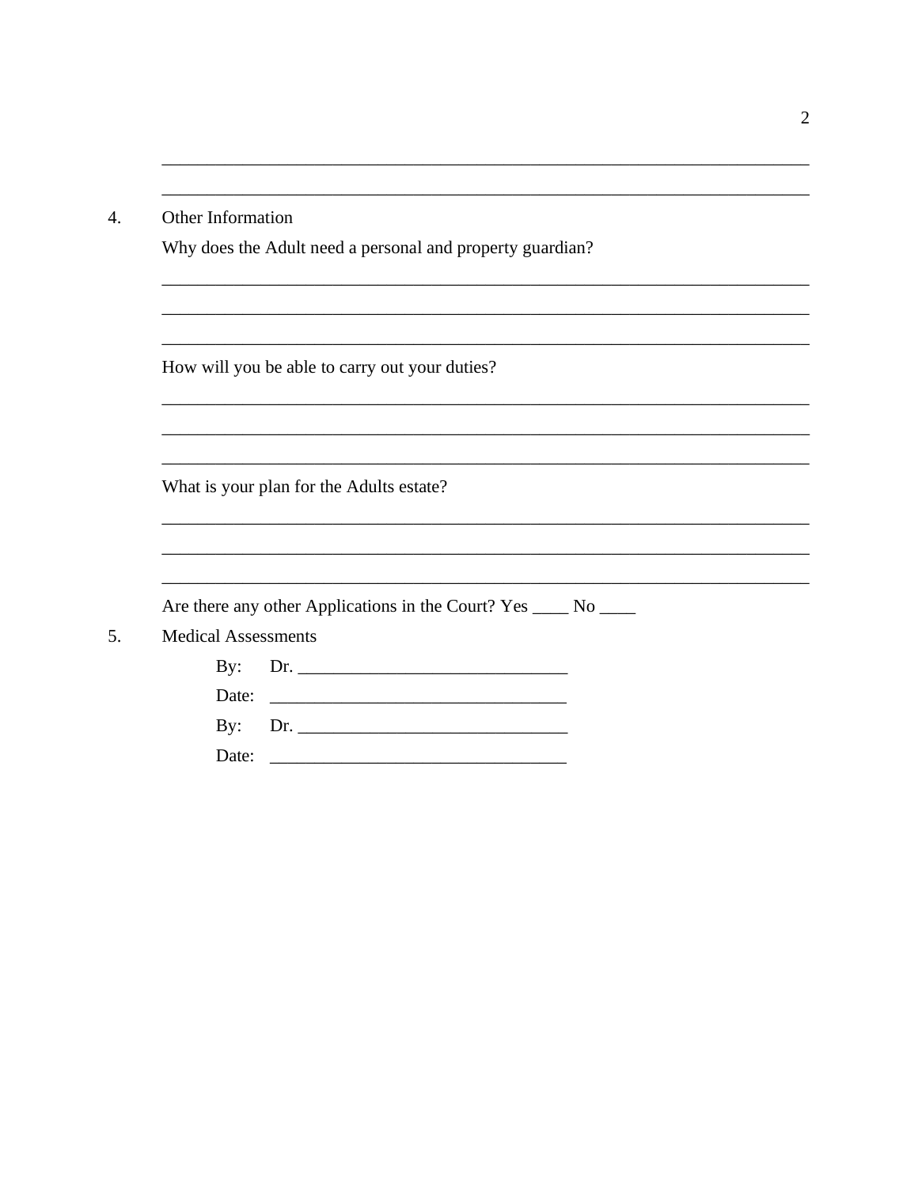______________________________________________________________________________

______________________________________________________________________________

4. Other Information

Why does the Adult need a personal and property guardian?

______________________________________________________________________________

______________________________________________________________________________

______________________________________________________________________________

How will you be able to carry out your duties?

______________________________________________________________________________

______________________________________________________________________________

______________________________________________________________________________

What is your plan for the Adults estate?

______________________________________________________________________________

______________________________________________________________________________

______________________________________________________________________________

Are there any other Applications in the Court? Yes ____ No ____

5. Medical Assessments

By: Dr. ______________________________

Date: _________________________________

By: Dr. ______________________________

Date: _________________________________